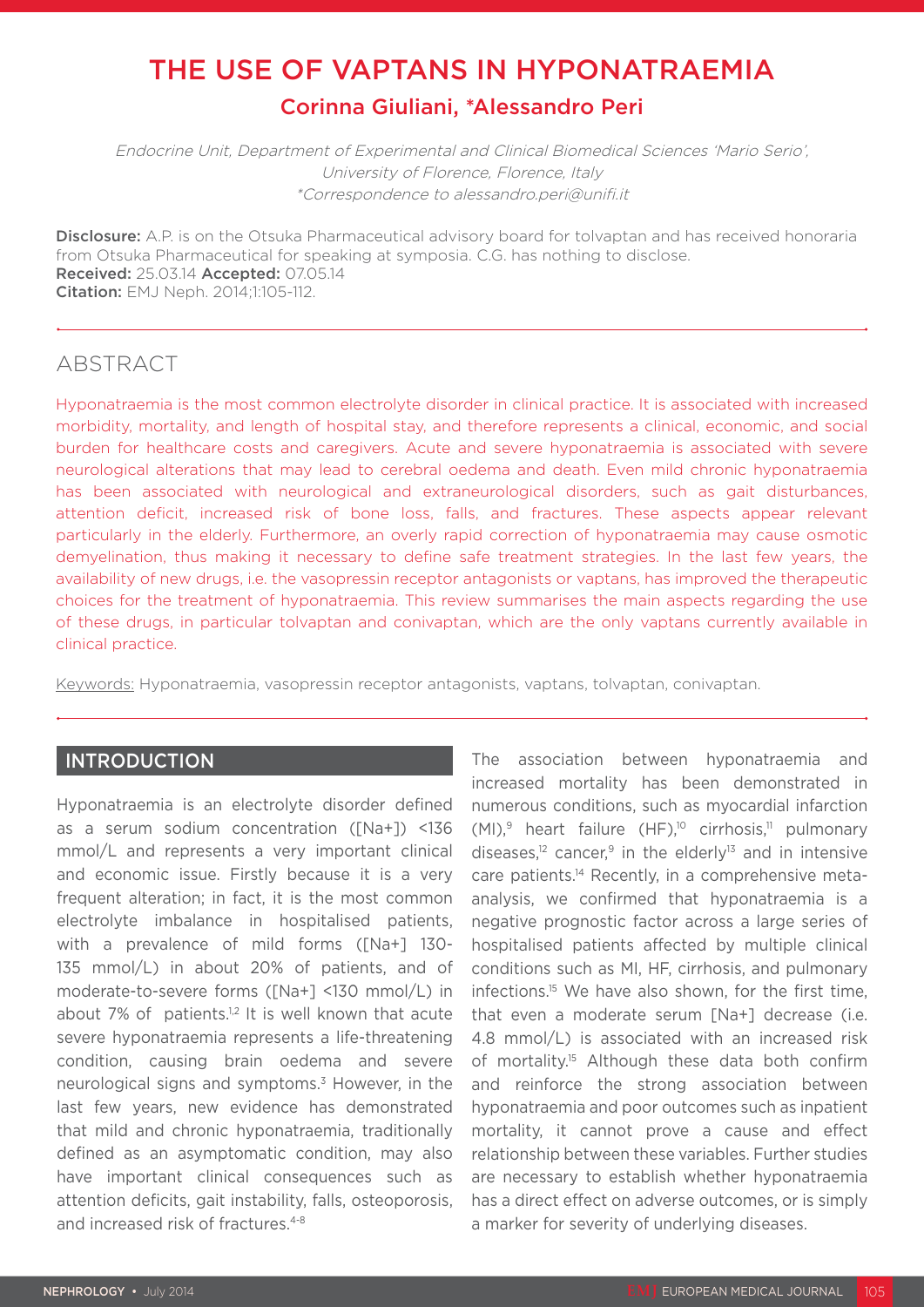# THE USE OF VAPTANS IN HYPONATRAEMIA

## Corinna Giuliani, *Alessandro Peri

*Endocrine Unit, Department of Experimental and Clinical Biomedical Sciences 'Mario Serio', University of Florence, Florence, Italy*
*\*Correspondence to alessandro.peri@unifi.it*

**Disclosure:** A.P. is on the Otsuka Pharmaceutical advisory board for tolvaptan and has received honoraria from Otsuka Pharmaceutical for speaking at symposia. C.G. has nothing to disclose.
**Received:** 25.03.14 **Accepted:** 07.05.14
**Citation:** EMJ Neph. 2014;1:105-112.

## ABSTRACT

Hyponatraemia is the most common electrolyte disorder in clinical practice. It is associated with increased morbidity, mortality, and length of hospital stay, and therefore represents a clinical, economic, and social burden for healthcare costs and caregivers. Acute and severe hyponatraemia is associated with severe neurological alterations that may lead to cerebral oedema and death. Even mild chronic hyponatraemia has been associated with neurological and extraneurological disorders, such as gait disturbances, attention deficit, increased risk of bone loss, falls, and fractures. These aspects appear relevant particularly in the elderly. Furthermore, an overly rapid correction of hyponatraemia may cause osmotic demyelination, thus making it necessary to define safe treatment strategies. In the last few years, the availability of new drugs, i.e. the vasopressin receptor antagonists or vaptans, has improved the therapeutic choices for the treatment of hyponatraemia. This review summarises the main aspects regarding the use of these drugs, in particular tolvaptan and conivaptan, which are the only vaptans currently available in clinical practice.

Keywords: Hyponatraemia, vasopressin receptor antagonists, vaptans, tolvaptan, conivaptan.

## INTRODUCTION

Hyponatraemia is an electrolyte disorder defined as a serum sodium concentration ([Na+]) <136 mmol/L and represents a very important clinical and economic issue. Firstly because it is a very frequent alteration; in fact, it is the most common electrolyte imbalance in hospitalised patients, with a prevalence of mild forms ([Na+] 130-135 mmol/L) in about 20% of patients, and of moderate-to-severe forms ([Na+] <130 mmol/L) in about 7% of patients.[1,2] It is well known that acute severe hyponatraemia represents a life-threatening condition, causing brain oedema and severe neurological signs and symptoms.[3] However, in the last few years, new evidence has demonstrated that mild and chronic hyponatraemia, traditionally defined as an asymptomatic condition, may also have important clinical consequences such as attention deficits, gait instability, falls, osteoporosis, and increased risk of fractures.[4-8]

The association between hyponatraemia and increased mortality has been demonstrated in numerous conditions, such as myocardial infarction (MI),[9] heart failure (HF),[10] cirrhosis,[11] pulmonary diseases,[12] cancer,[9] in the elderly[13] and in intensive care patients.[14] Recently, in a comprehensive meta-analysis, we confirmed that hyponatraemia is a negative prognostic factor across a large series of hospitalised patients affected by multiple clinical conditions such as MI, HF, cirrhosis, and pulmonary infections.[15] We have also shown, for the first time, that even a moderate serum [Na+] decrease (i.e. 4.8 mmol/L) is associated with an increased risk of mortality.[15] Although these data both confirm and reinforce the strong association between hyponatraemia and poor outcomes such as inpatient mortality, it cannot prove a cause and effect relationship between these variables. Further studies are necessary to establish whether hyponatraemia has a direct effect on adverse outcomes, or is simply a marker for severity of underlying diseases.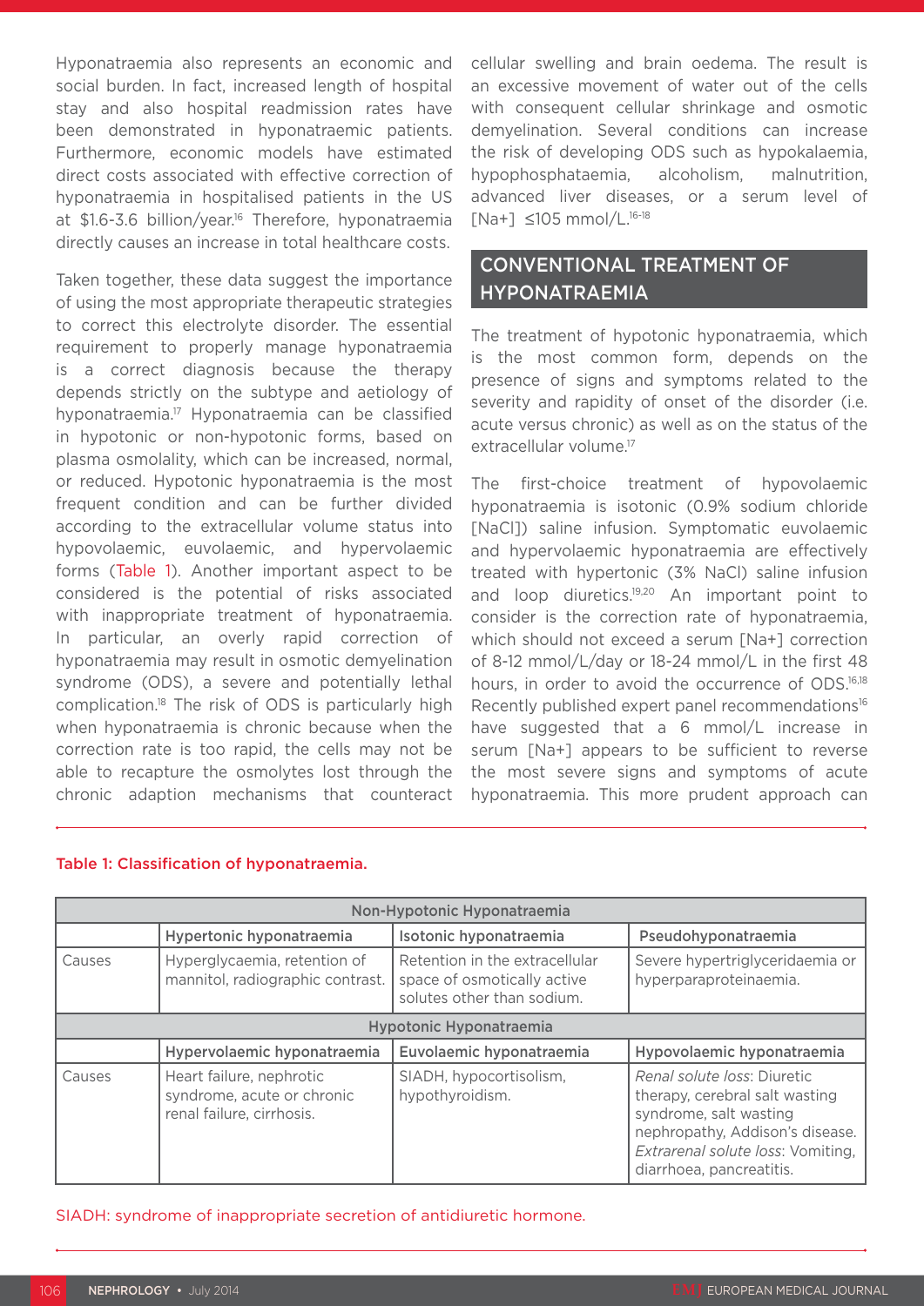Hyponatraemia also represents an economic and social burden. In fact, increased length of hospital stay and also hospital readmission rates have been demonstrated in hyponatraemic patients. Furthermore, economic models have estimated direct costs associated with effective correction of hyponatraemia in hospitalised patients in the US at $1.6-3.6 billion/year.[16] Therefore, hyponatraemia directly causes an increase in total healthcare costs.

Taken together, these data suggest the importance of using the most appropriate therapeutic strategies to correct this electrolyte disorder. The essential requirement to properly manage hyponatraemia is a correct diagnosis because the therapy depends strictly on the subtype and aetiology of hyponatraemia.[17] Hyponatraemia can be classified in hypotonic or non-hypotonic forms, based on plasma osmolality, which can be increased, normal, or reduced. Hypotonic hyponatraemia is the most frequent condition and can be further divided according to the extracellular volume status into hypovolaemic, euvolaemic, and hypervolaemic forms (Table 1). Another important aspect to be considered is the potential of risks associated with inappropriate treatment of hyponatraemia. In particular, an overly rapid correction of hyponatraemia may result in osmotic demyelination syndrome (ODS), a severe and potentially lethal complication.[18] The risk of ODS is particularly high when hyponatraemia is chronic because when the correction rate is too rapid, the cells may not be able to recapture the osmolytes lost through the chronic adaption mechanisms that counteract cellular swelling and brain oedema. The result is an excessive movement of water out of the cells with consequent cellular shrinkage and osmotic demyelination. Several conditions can increase the risk of developing ODS such as hypokalaemia, hypophosphataemia, alcoholism, malnutrition, advanced liver diseases, or a serum level of [Na+] ≤105 mmol/L.[16-18]

## CONVENTIONAL TREATMENT OF HYPONATRAEMIA

The treatment of hypotonic hyponatraemia, which is the most common form, depends on the presence of signs and symptoms related to the severity and rapidity of onset of the disorder (i.e. acute versus chronic) as well as on the status of the extracellular volume.[17]

The first-choice treatment of hypovolaemic hyponatraemia is isotonic (0.9% sodium chloride [NaCl]) saline infusion. Symptomatic euvolaemic and hypervolaemic hyponatraemia are effectively treated with hypertonic (3% NaCl) saline infusion and loop diuretics.[19,20] An important point to consider is the correction rate of hyponatraemia, which should not exceed a serum [Na+] correction of 8-12 mmol/L/day or 18-24 mmol/L in the first 48 hours, in order to avoid the occurrence of ODS.[16,18] Recently published expert panel recommendations[16] have suggested that a 6 mmol/L increase in serum [Na+] appears to be sufficient to reverse the most severe signs and symptoms of acute hyponatraemia. This more prudent approach can

**Table 1: Classification of hyponatraemia.**

| Non-Hypotonic Hyponatraemia | | | |
|---|---|---|---|
| | Hypertonic hyponatraemia | Isotonic hyponatraemia | Pseudohyponatraemia |
| Causes | Hyperglycaemia, retention of mannitol, radiographic contrast. | Retention in the extracellular space of osmotically active solutes other than sodium. | Severe hypertriglyceridaemia or hyperparaproteinaemia. |
| **Hypotonic Hyponatraemia** | | | |
| | Hypervolaemic hyponatraemia | Euvolaemic hyponatraemia | Hypovolaemic hyponatraemia |
| Causes | Heart failure, nephrotic syndrome, acute or chronic renal failure, cirrhosis. | SIADH, hypocortisolism, hypothyroidism. | *Renal solute loss*: Diuretic therapy, cerebral salt wasting syndrome, salt wasting nephropathy, Addison's disease. *Extrarenal solute loss*: Vomiting, diarrhoea, pancreatitis. |

SIADH: syndrome of inappropriate secretion of antidiuretic hormone.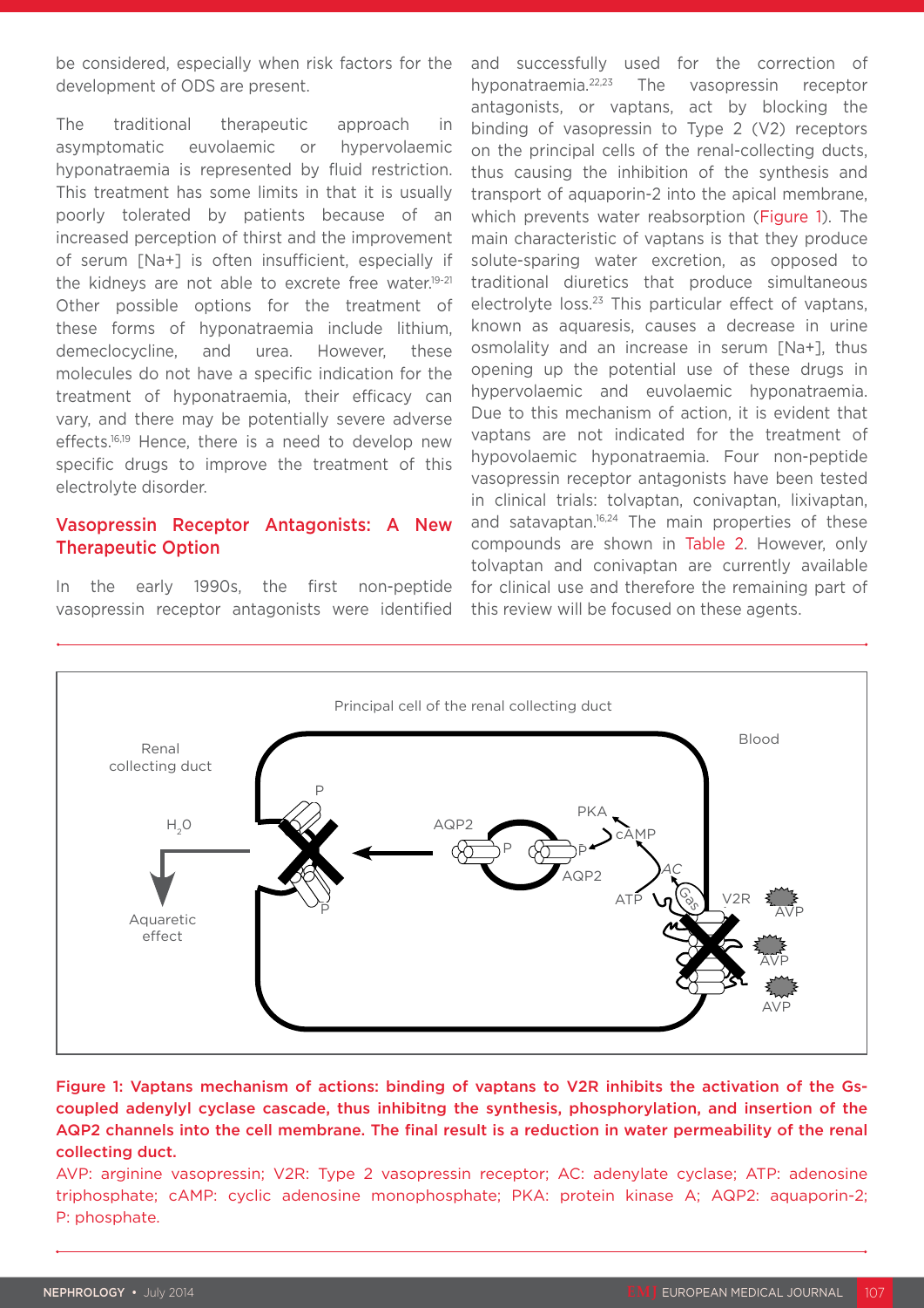be considered, especially when risk factors for the development of ODS are present.

The traditional therapeutic approach in asymptomatic euvolaemic or hypervolaemic hyponatraemia is represented by fluid restriction. This treatment has some limits in that it is usually poorly tolerated by patients because of an increased perception of thirst and the improvement of serum [Na+] is often insufficient, especially if the kidneys are not able to excrete free water.[19-21] Other possible options for the treatment of these forms of hyponatraemia include lithium, demeclocycline, and urea. However, these molecules do not have a specific indication for the treatment of hyponatraemia, their efficacy can vary, and there may be potentially severe adverse effects.[16,19] Hence, there is a need to develop new specific drugs to improve the treatment of this electrolyte disorder.

## Vasopressin Receptor Antagonists: A New Therapeutic Option

In the early 1990s, the first non-peptide vasopressin receptor antagonists were identified and successfully used for the correction of hyponatraemia.[22,23] The vasopressin receptor antagonists, or vaptans, act by blocking the binding of vasopressin to Type 2 (V2) receptors on the principal cells of the renal-collecting ducts, thus causing the inhibition of the synthesis and transport of aquaporin-2 into the apical membrane, which prevents water reabsorption (Figure 1). The main characteristic of vaptans is that they produce solute-sparing water excretion, as opposed to traditional diuretics that produce simultaneous electrolyte loss.[23] This particular effect of vaptans, known as aquaresis, causes a decrease in urine osmolality and an increase in serum [Na+], thus opening up the potential use of these drugs in hypervolaemic and euvolaemic hyponatraemia. Due to this mechanism of action, it is evident that vaptans are not indicated for the treatment of hypovolaemic hyponatraemia. Four non-peptide vasopressin receptor antagonists have been tested in clinical trials: tolvaptan, conivaptan, lixivaptan, and satavaptan.[16,24] The main properties of these compounds are shown in Table 2. However, only tolvaptan and conivaptan are currently available for clinical use and therefore the remaining part of this review will be focused on these agents.

**Figure 1: Vaptans mechanism of actions: binding of vaptans to V2R inhibits the activation of the Gs-coupled adenylyl cyclase cascade, thus inhibitng the synthesis, phosphorylation, and insertion of the AQP2 channels into the cell membrane. The final result is a reduction in water permeability of the renal collecting duct.**

AVP: arginine vasopressin; V2R: Type 2 vasopressin receptor; AC: adenylate cyclase; ATP: adenosine triphosphate; cAMP: cyclic adenosine monophosphate; PKA: protein kinase A; AQP2: aquaporin-2; P: phosphate.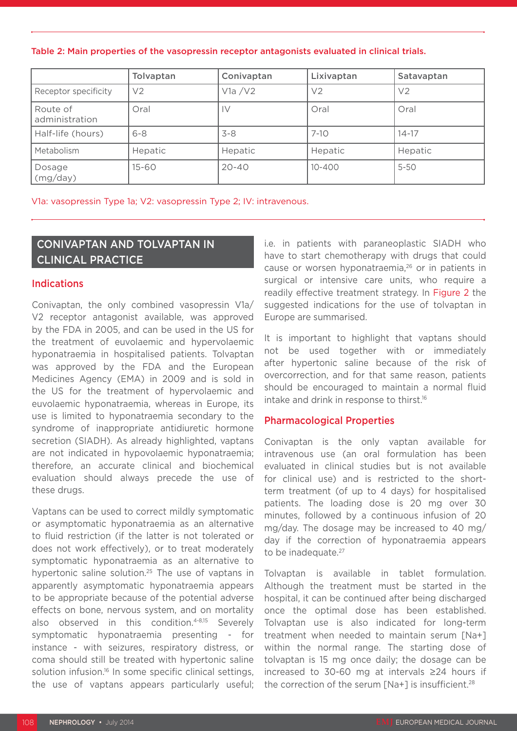Table 2: Main properties of the vasopressin receptor antagonists evaluated in clinical trials.

| | Tolvaptan | Conivaptan | Lixivaptan | Satavaptan |
|---|---|---|---|---|
| Receptor specificity | V2 | V1a /V2 | V2 | V2 |
| Route of administration | Oral | IV | Oral | Oral |
| Half-life (hours) | 6-8 | 3-8 | 7-10 | 14-17 |
| Metabolism | Hepatic | Hepatic | Hepatic | Hepatic |
| Dosage (mg/day) | 15-60 | 20-40 | 10-400 | 5-50 |

V1a: vasopressin Type 1a; V2: vasopressin Type 2; IV: intravenous.

## CONIVAPTAN AND TOLVAPTAN IN CLINICAL PRACTICE

### Indications

Conivaptan, the only combined vasopressin V1a/V2 receptor antagonist available, was approved by the FDA in 2005, and can be used in the US for the treatment of euvolaemic and hypervolaemic hyponatraemia in hospitalised patients. Tolvaptan was approved by the FDA and the European Medicines Agency (EMA) in 2009 and is sold in the US for the treatment of hypervolaemic and euvolaemic hyponatraemia, whereas in Europe, its use is limited to hyponatraemia secondary to the syndrome of inappropriate antidiuretic hormone secretion (SIADH). As already highlighted, vaptans are not indicated in hypovolaemic hyponatraemia; therefore, an accurate clinical and biochemical evaluation should always precede the use of these drugs.

Vaptans can be used to correct mildly symptomatic or asymptomatic hyponatraemia as an alternative to fluid restriction (if the latter is not tolerated or does not work effectively), or to treat moderately symptomatic hyponatraemia as an alternative to hypertonic saline solution.[25] The use of vaptans in apparently asymptomatic hyponatraemia appears to be appropriate because of the potential adverse effects on bone, nervous system, and on mortality also observed in this condition.[4-8,15] Severely symptomatic hyponatraemia presenting - for instance - with seizures, respiratory distress, or coma should still be treated with hypertonic saline solution infusion.[16] In some specific clinical settings, the use of vaptans appears particularly useful; i.e. in patients with paraneoplastic SIADH who have to start chemotherapy with drugs that could cause or worsen hyponatraemia,[26] or in patients in surgical or intensive care units, who require a readily effective treatment strategy. In Figure 2 the suggested indications for the use of tolvaptan in Europe are summarised.

It is important to highlight that vaptans should not be used together with or immediately after hypertonic saline because of the risk of overcorrection, and for that same reason, patients should be encouraged to maintain a normal fluid intake and drink in response to thirst.[16]

### Pharmacological Properties

Conivaptan is the only vaptan available for intravenous use (an oral formulation has been evaluated in clinical studies but is not available for clinical use) and is restricted to the short-term treatment (of up to 4 days) for hospitalised patients. The loading dose is 20 mg over 30 minutes, followed by a continuous infusion of 20 mg/day. The dosage may be increased to 40 mg/day if the correction of hyponatraemia appears to be inadequate.[27]

Tolvaptan is available in tablet formulation. Although the treatment must be started in the hospital, it can be continued after being discharged once the optimal dose has been established. Tolvaptan use is also indicated for long-term treatment when needed to maintain serum [Na+] within the normal range. The starting dose of tolvaptan is 15 mg once daily; the dosage can be increased to 30-60 mg at intervals ≥24 hours if the correction of the serum [Na+] is insufficient.[28]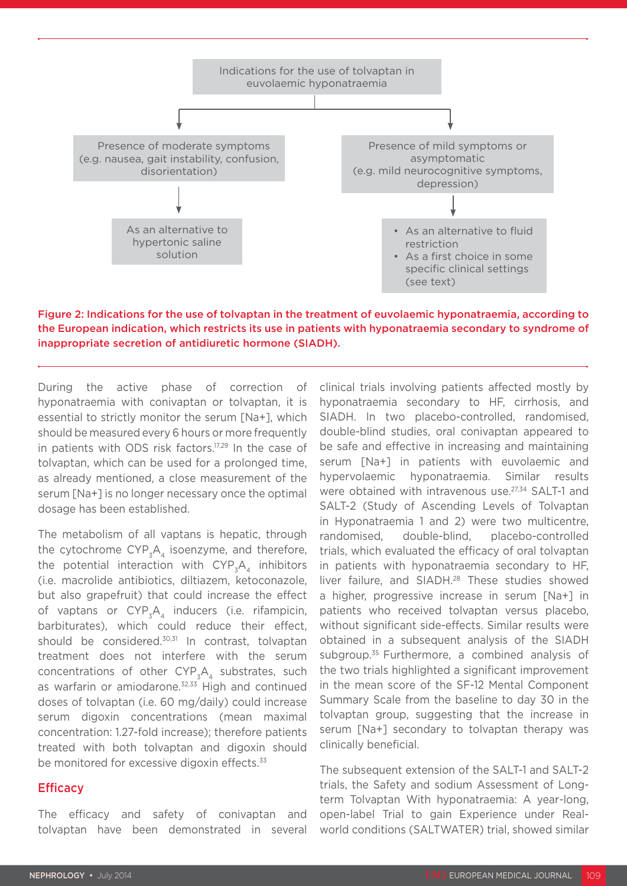Indications for the use of tolvaptan in euvolaemic hyponatraemia

- Presence of moderate symptoms (e.g. nausea, gait instability, confusion, disorientation)
  - As an alternative to hypertonic saline solution
- Presence of mild symptoms or asymptomatic (e.g. mild neurocognitive symptoms, depression)
  - As an alternative to fluid restriction
  - As a first choice in some specific clinical settings (see text)

**Figure 2: Indications for the use of tolvaptan in the treatment of euvolaemic hyponatraemia, according to the European indication, which restricts its use in patients with hyponatraemia secondary to syndrome of inappropriate secretion of antidiuretic hormone (SIADH).**

During the active phase of correction of hyponatraemia with conivaptan or tolvaptan, it is essential to strictly monitor the serum [Na+], which should be measured every 6 hours or more frequently in patients with ODS risk factors.[17,29] In the case of tolvaptan, which can be used for a prolonged time, as already mentioned, a close measurement of the serum [Na+] is no longer necessary once the optimal dosage has been established.

The metabolism of all vaptans is hepatic, through the cytochrome $CYP_3A_4$ isoenzyme, and therefore, the potential interaction with $CYP_3A_4$ inhibitors (i.e. macrolide antibiotics, diltiazem, ketoconazole, but also grapefruit) that could increase the effect of vaptans or $CYP_3A_4$ inducers (i.e. rifampicin, barbiturates), which could reduce their effect, should be considered.[30,31] In contrast, tolvaptan treatment does not interfere with the serum concentrations of other $CYP_3A_4$ substrates, such as warfarin or amiodarone.[32,33] High and continued doses of tolvaptan (i.e. 60 mg/daily) could increase serum digoxin concentrations (mean maximal concentration: 1.27-fold increase); therefore patients treated with both tolvaptan and digoxin should be monitored for excessive digoxin effects.[33]

## Efficacy

The efficacy and safety of conivaptan and tolvaptan have been demonstrated in several clinical trials involving patients affected mostly by hyponatraemia secondary to HF, cirrhosis, and SIADH. In two placebo-controlled, randomised, double-blind studies, oral conivaptan appeared to be safe and effective in increasing and maintaining serum [Na+] in patients with euvolaemic and hypervolaemic hyponatraemia. Similar results were obtained with intravenous use.[27,34] SALT-1 and SALT-2 (Study of Ascending Levels of Tolvaptan in Hyponatraemia 1 and 2) were two multicentre, randomised, double-blind, placebo-controlled trials, which evaluated the efficacy of oral tolvaptan in patients with hyponatraemia secondary to HF, liver failure, and SIADH.[28] These studies showed a higher, progressive increase in serum [Na+] in patients who received tolvaptan versus placebo, without significant side-effects. Similar results were obtained in a subsequent analysis of the SIADH subgroup.[35] Furthermore, a combined analysis of the two trials highlighted a significant improvement in the mean score of the SF-12 Mental Component Summary Scale from the baseline to day 30 in the tolvaptan group, suggesting that the increase in serum [Na+] secondary to tolvaptan therapy was clinically beneficial.

The subsequent extension of the SALT-1 and SALT-2 trials, the Safety and sodium Assessment of Long-term Tolvaptan With hyponatraemia: A year-long, open-label Trial to gain Experience under Real-world conditions (SALTWATER) trial, showed similar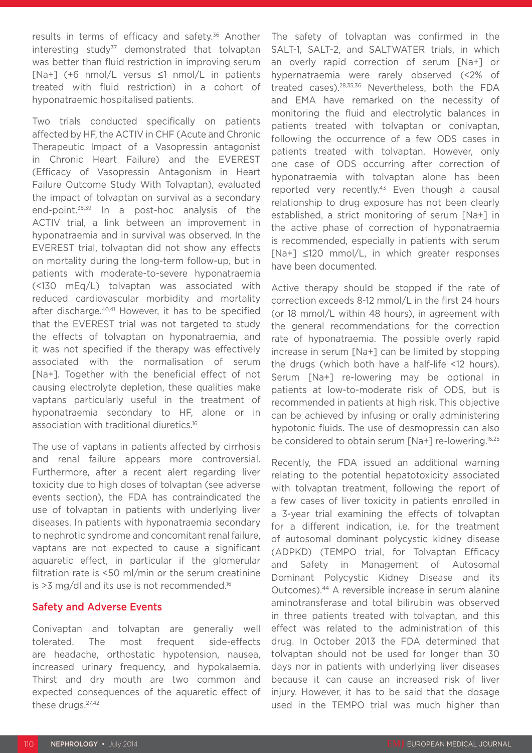results in terms of efficacy and safety.[36] Another interesting study[37] demonstrated that tolvaptan was better than fluid restriction in improving serum [Na+] (+6 nmol/L versus ≤1 nmol/L in patients treated with fluid restriction) in a cohort of hyponatraemic hospitalised patients.

Two trials conducted specifically on patients affected by HF, the ACTIV in CHF (Acute and Chronic Therapeutic Impact of a Vasopressin antagonist in Chronic Heart Failure) and the EVEREST (Efficacy of Vasopressin Antagonism in Heart Failure Outcome Study With Tolvaptan), evaluated the impact of tolvaptan on survival as a secondary end-point.[38,39] In a post-hoc analysis of the ACTIV trial, a link between an improvement in hyponatraemia and in survival was observed. In the EVEREST trial, tolvaptan did not show any effects on mortality during the long-term follow-up, but in patients with moderate-to-severe hyponatraemia (<130 mEq/L) tolvaptan was associated with reduced cardiovascular morbidity and mortality after discharge.[40,41] However, it has to be specified that the EVEREST trial was not targeted to study the effects of tolvaptan on hyponatraemia, and it was not specified if the therapy was effectively associated with the normalisation of serum [Na+]. Together with the beneficial effect of not causing electrolyte depletion, these qualities make vaptans particularly useful in the treatment of hyponatraemia secondary to HF, alone or in association with traditional diuretics.[16]

The use of vaptans in patients affected by cirrhosis and renal failure appears more controversial. Furthermore, after a recent alert regarding liver toxicity due to high doses of tolvaptan (see adverse events section), the FDA has contraindicated the use of tolvaptan in patients with underlying liver diseases. In patients with hyponatraemia secondary to nephrotic syndrome and concomitant renal failure, vaptans are not expected to cause a significant aquaretic effect, in particular if the glomerular filtration rate is <50 ml/min or the serum creatinine is >3 mg/dl and its use is not recommended.[16]

## Safety and Adverse Events

Conivaptan and tolvaptan are generally well tolerated. The most frequent side-effects are headache, orthostatic hypotension, nausea, increased urinary frequency, and hypokalaemia. Thirst and dry mouth are two common and expected consequences of the aquaretic effect of these drugs.[27,42]

The safety of tolvaptan was confirmed in the SALT-1, SALT-2, and SALTWATER trials, in which an overly rapid correction of serum [Na+] or hypernatraemia were rarely observed (<2% of treated cases).[28,35,36] Nevertheless, both the FDA and EMA have remarked on the necessity of monitoring the fluid and electrolytic balances in patients treated with tolvaptan or conivaptan, following the occurrence of a few ODS cases in patients treated with tolvaptan. However, only one case of ODS occurring after correction of hyponatraemia with tolvaptan alone has been reported very recently.[43] Even though a causal relationship to drug exposure has not been clearly established, a strict monitoring of serum [Na+] in the active phase of correction of hyponatraemia is recommended, especially in patients with serum [Na+] ≤120 mmol/L, in which greater responses have been documented.

Active therapy should be stopped if the rate of correction exceeds 8-12 mmol/L in the first 24 hours (or 18 mmol/L within 48 hours), in agreement with the general recommendations for the correction rate of hyponatraemia. The possible overly rapid increase in serum [Na+] can be limited by stopping the drugs (which both have a half-life <12 hours). Serum [Na+] re-lowering may be optional in patients at low-to-moderate risk of ODS, but is recommended in patients at high risk. This objective can be achieved by infusing or orally administering hypotonic fluids. The use of desmopressin can also be considered to obtain serum [Na+] re-lowering.[16,25]

Recently, the FDA issued an additional warning relating to the potential hepatotoxicity associated with tolvaptan treatment, following the report of a few cases of liver toxicity in patients enrolled in a 3-year trial examining the effects of tolvaptan for a different indication, i.e. for the treatment of autosomal dominant polycystic kidney disease (ADPKD) (TEMPO trial, for Tolvaptan Efficacy and Safety in Management of Autosomal Dominant Polycystic Kidney Disease and its Outcomes).[44] A reversible increase in serum alanine aminotransferase and total bilirubin was observed in three patients treated with tolvaptan, and this effect was related to the administration of this drug. In October 2013 the FDA determined that tolvaptan should not be used for longer than 30 days nor in patients with underlying liver diseases because it can cause an increased risk of liver injury. However, it has to be said that the dosage used in the TEMPO trial was much higher than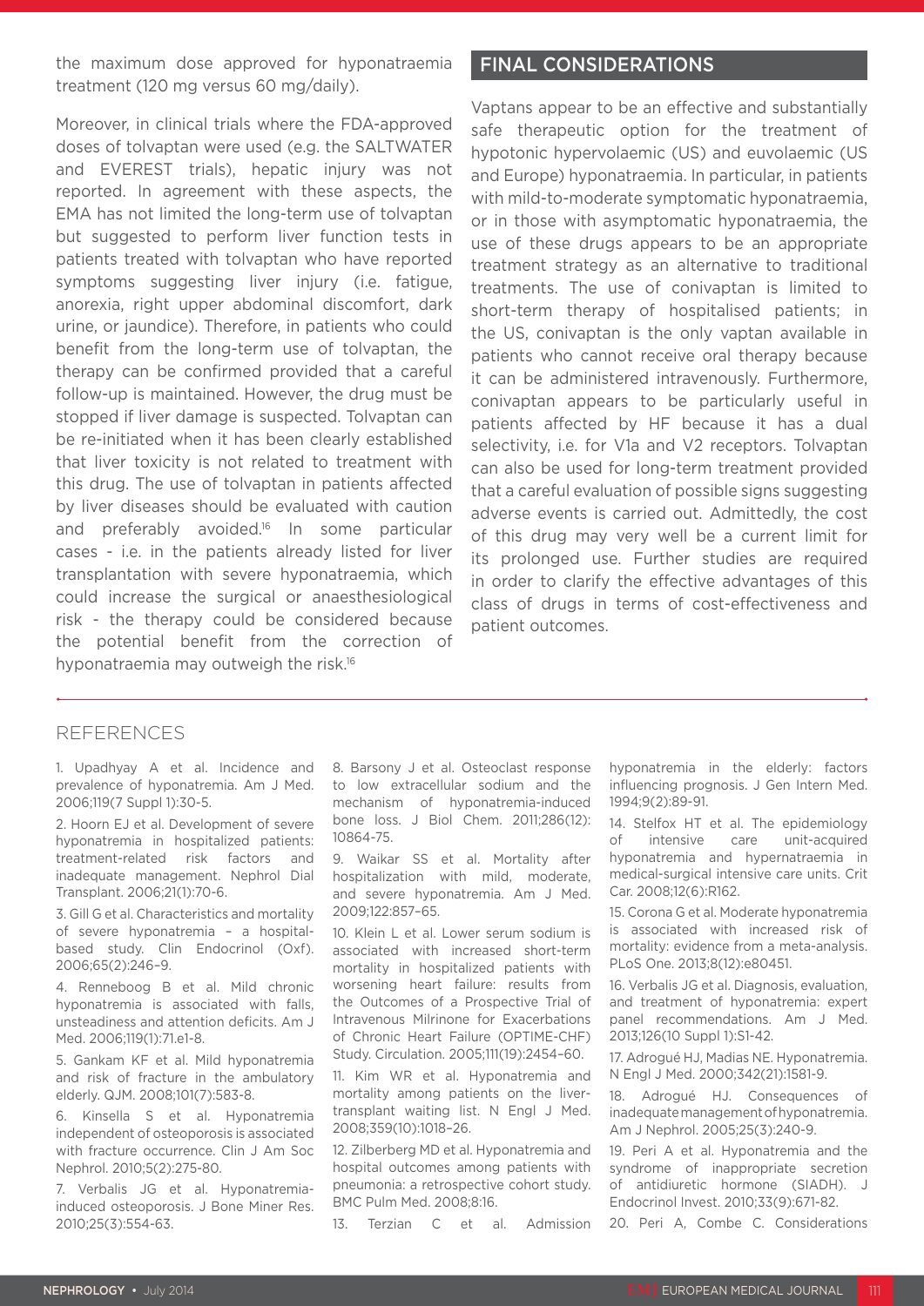the maximum dose approved for hyponatraemia treatment (120 mg versus 60 mg/daily).

Moreover, in clinical trials where the FDA-approved doses of tolvaptan were used (e.g. the SALTWATER and EVEREST trials), hepatic injury was not reported. In agreement with these aspects, the EMA has not limited the long-term use of tolvaptan but suggested to perform liver function tests in patients treated with tolvaptan who have reported symptoms suggesting liver injury (i.e. fatigue, anorexia, right upper abdominal discomfort, dark urine, or jaundice). Therefore, in patients who could benefit from the long-term use of tolvaptan, the therapy can be confirmed provided that a careful follow-up is maintained. However, the drug must be stopped if liver damage is suspected. Tolvaptan can be re-initiated when it has been clearly established that liver toxicity is not related to treatment with this drug. The use of tolvaptan in patients affected by liver diseases should be evaluated with caution and preferably avoided.[16] In some particular cases - i.e. in the patients already listed for liver transplantation with severe hyponatraemia, which could increase the surgical or anaesthesiological risk - the therapy could be considered because the potential benefit from the correction of hyponatraemia may outweigh the risk.[16]

## FINAL CONSIDERATIONS

Vaptans appear to be an effective and substantially safe therapeutic option for the treatment of hypotonic hypervolaemic (US) and euvolaemic (US and Europe) hyponatraemia. In particular, in patients with mild-to-moderate symptomatic hyponatraemia, or in those with asymptomatic hyponatraemia, the use of these drugs appears to be an appropriate treatment strategy as an alternative to traditional treatments. The use of conivaptan is limited to short-term therapy of hospitalised patients; in the US, conivaptan is the only vaptan available in patients who cannot receive oral therapy because it can be administered intravenously. Furthermore, conivaptan appears to be particularly useful in patients affected by HF because it has a dual selectivity, i.e. for V1a and V2 receptors. Tolvaptan can also be used for long-term treatment provided that a careful evaluation of possible signs suggesting adverse events is carried out. Admittedly, the cost of this drug may very well be a current limit for its prolonged use. Further studies are required in order to clarify the effective advantages of this class of drugs in terms of cost-effectiveness and patient outcomes.

## REFERENCES

1. Upadhyay A et al. Incidence and prevalence of hyponatremia. Am J Med. 2006;119(7 Suppl 1):30-5.
2. Hoorn EJ et al. Development of severe hyponatremia in hospitalized patients: treatment-related risk factors and inadequate management. Nephrol Dial Transplant. 2006;21(1):70-6.
3. Gill G et al. Characteristics and mortality of severe hyponatremia – a hospital-based study. Clin Endocrinol (Oxf). 2006;65(2):246–9.
4. Renneboog B et al. Mild chronic hyponatremia is associated with falls, unsteadiness and attention deficits. Am J Med. 2006;119(1):71.e1-8.
5. Gankam KF et al. Mild hyponatremia and risk of fracture in the ambulatory elderly. QJM. 2008;101(7):583-8.
6. Kinsella S et al. Hyponatremia independent of osteoporosis is associated with fracture occurrence. Clin J Am Soc Nephrol. 2010;5(2):275-80.
7. Verbalis JG et al. Hyponatremia-induced osteoporosis. J Bone Miner Res. 2010;25(3):554-63.
8. Barsony J et al. Osteoclast response to low extracellular sodium and the mechanism of hyponatremia-induced bone loss. J Biol Chem. 2011;286(12): 10864-75.
9. Waikar SS et al. Mortality after hospitalization with mild, moderate, and severe hyponatremia. Am J Med. 2009;122:857–65.
10. Klein L et al. Lower serum sodium is associated with increased short-term mortality in hospitalized patients with worsening heart failure: results from the Outcomes of a Prospective Trial of Intravenous Milrinone for Exacerbations of Chronic Heart Failure (OPTIME-CHF) Study. Circulation. 2005;111(19):2454–60.
11. Kim WR et al. Hyponatremia and mortality among patients on the liver-transplant waiting list. N Engl J Med. 2008;359(10):1018–26.
12. Zilberberg MD et al. Hyponatremia and hospital outcomes among patients with pneumonia: a retrospective cohort study. BMC Pulm Med. 2008;8:16.
13. Terzian C et al. Admission hyponatremia in the elderly: factors influencing prognosis. J Gen Intern Med. 1994;9(2):89-91.
14. Stelfox HT et al. The epidemiology of intensive care unit-acquired hyponatraemia and hypernatraemia in medical-surgical intensive care units. Crit Car. 2008;12(6):R162.
15. Corona G et al. Moderate hyponatremia is associated with increased risk of mortality: evidence from a meta-analysis. PLoS One. 2013;8(12):e80451.
16. Verbalis JG et al. Diagnosis, evaluation, and treatment of hyponatremia: expert panel recommendations. Am J Med. 2013;126(10 Suppl 1):S1-42.
17. Adrogué HJ, Madias NE. Hyponatremia. N Engl J Med. 2000;342(21):1581-9.
18. Adrogué HJ. Consequences of inadequate management of hyponatremia. Am J Nephrol. 2005;25(3):240-9.
19. Peri A et al. Hyponatremia and the syndrome of inappropriate secretion of antidiuretic hormone (SIADH). J Endocrinol Invest. 2010;33(9):671-82.
20. Peri A, Combe C. Considerations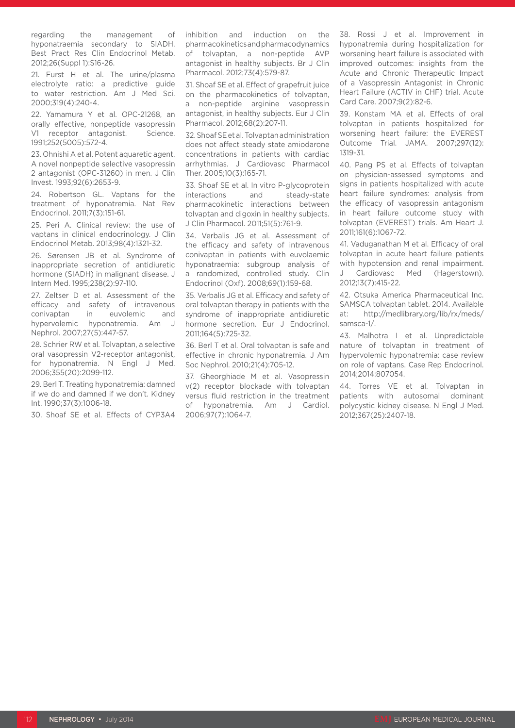regarding the management of hyponatraemia secondary to SIADH. Best Pract Res Clin Endocrinol Metab. 2012;26(Suppl 1):S16-26.

21. Furst H et al. The urine/plasma electrolyte ratio: a predictive guide to water restriction. Am J Med Sci. 2000;319(4):240-4.

22. Yamamura Y et al. OPC-21268, an orally effective, nonpeptide vasopressin V1 receptor antagonist. Science. 1991;252(5005):572-4.

23. Ohnishi A et al. Potent aquaretic agent. A novel nonpeptide selective vasopressin 2 antagonist (OPC-31260) in men. J Clin Invest. 1993;92(6):2653-9.

24. Robertson GL. Vaptans for the treatment of hyponatremia. Nat Rev Endocrinol. 2011;7(3):151-61.

25. Peri A. Clinical review: the use of vaptans in clinical endocrinology. J Clin Endocrinol Metab. 2013;98(4):1321-32.

26. Sørensen JB et al. Syndrome of inappropriate secretion of antidiuretic hormone (SIADH) in malignant disease. J Intern Med. 1995;238(2):97-110.

27. Zeltser D et al. Assessment of the efficacy and safety of intravenous conivaptan in euvolemic and hypervolemic hyponatremia. Am J Nephrol. 2007;27(5):447-57.

28. Schrier RW et al. Tolvaptan, a selective oral vasopressin V2-receptor antagonist, for hyponatremia. N Engl J Med. 2006;355(20):2099-112.

29. Berl T. Treating hyponatremia: damned if we do and damned if we don't. Kidney Int. 1990;37(3):1006-18.

30. Shoaf SE et al. Effects of CYP3A4 inhibition and induction on the pharmacokinetics and pharmacodynamics of tolvaptan, a non-peptide AVP antagonist in healthy subjects. Br J Clin Pharmacol. 2012;73(4):579-87.

31. Shoaf SE et al. Effect of grapefruit juice on the pharmacokinetics of tolvaptan, a non-peptide arginine vasopressin antagonist, in healthy subjects. Eur J Clin Pharmacol. 2012;68(2):207-11.

32. Shoaf SE et al. Tolvaptan administration does not affect steady state amiodarone concentrations in patients with cardiac arrhythmias. J Cardiovasc Pharmacol Ther. 2005;10(3):165-71.

33. Shoaf SE et al. In vitro P-glycoprotein interactions and steady-state pharmacokinetic interactions between tolvaptan and digoxin in healthy subjects. J Clin Pharmacol. 2011;51(5):761-9.

34. Verbalis JG et al. Assessment of the efficacy and safety of intravenous conivaptan in patients with euvolaemic hyponatraemia: subgroup analysis of a randomized, controlled study. Clin Endocrinol (Oxf). 2008;69(1):159-68.

35. Verbalis JG et al. Efficacy and safety of oral tolvaptan therapy in patients with the syndrome of inappropriate antidiuretic hormone secretion. Eur J Endocrinol. 2011;164(5):725-32.

36. Berl T et al. Oral tolvaptan is safe and effective in chronic hyponatremia. J Am Soc Nephrol. 2010;21(4):705-12.

37. Gheorghiade M et al. Vasopressin v(2) receptor blockade with tolvaptan versus fluid restriction in the treatment of hyponatremia. Am J Cardiol. 2006;97(7):1064-7.

38. Rossi J et al. Improvement in hyponatremia during hospitalization for worsening heart failure is associated with improved outcomes: insights from the Acute and Chronic Therapeutic Impact of a Vasopressin Antagonist in Chronic Heart Failure (ACTIV in CHF) trial. Acute Card Care. 2007;9(2):82-6.

39. Konstam MA et al. Effects of oral tolvaptan in patients hospitalized for worsening heart failure: the EVEREST Outcome Trial. JAMA. 2007;297(12):1319-31.

40. Pang PS et al. Effects of tolvaptan on physician-assessed symptoms and signs in patients hospitalized with acute heart failure syndromes: analysis from the efficacy of vasopressin antagonism in heart failure outcome study with tolvaptan (EVEREST) trials. Am Heart J. 2011;161(6):1067-72.

41. Vaduganathan M et al. Efficacy of oral tolvaptan in acute heart failure patients with hypotension and renal impairment. J Cardiovasc Med (Hagerstown). 2012;13(7):415-22.

42. Otsuka America Pharmaceutical Inc. SAMSCA tolvaptan tablet. 2014. Available at: http://medlibrary.org/lib/rx/meds/samsca-1/.

43. Malhotra I et al. Unpredictable nature of tolvaptan in treatment of hypervolemic hyponatremia: case review on role of vaptans. Case Rep Endocrinol. 2014;2014:807054.

44. Torres VE et al. Tolvaptan in patients with autosomal dominant polycystic kidney disease. N Engl J Med. 2012;367(25):2407-18.